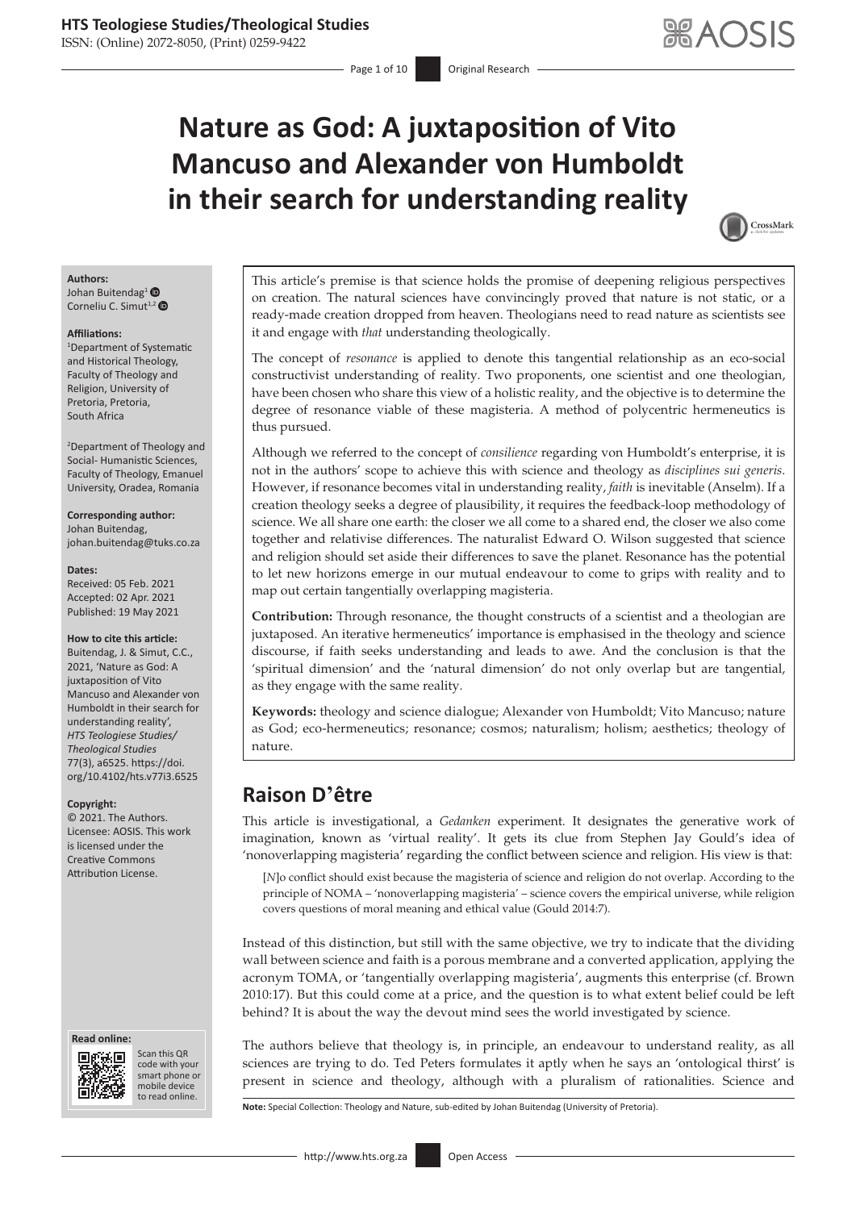# Nature as God: A juxtaposition of Vito Mancuso and Alexander von Humboldt in their search for understanding reality

**Authors:**
Johan Buitendag[1]
Corneliu C. Simut[1,2]

**Affiliations:**
[1]Department of Systematic and Historical Theology, Faculty of Theology and Religion, University of Pretoria, Pretoria, South Africa

[2]Department of Theology and Social- Humanistic Sciences, Faculty of Theology, Emanuel University, Oradea, Romania

**Corresponding author:**
Johan Buitendag,
johan.buitendag@tuks.co.za

**Dates:**
Received: 05 Feb. 2021
Accepted: 02 Apr. 2021
Published: 19 May 2021

**How to cite this article:**
Buitendag, J. & Simut, C.C., 2021, 'Nature as God: A juxtaposition of Vito Mancuso and Alexander von Humboldt in their search for understanding reality', *HTS Teologiese Studies/ Theological Studies* 77(3), a6525. https://doi.org/10.4102/hts.v77i3.6525

**Copyright:**
© 2021. The Authors. Licensee: AOSIS. This work is licensed under the Creative Commons Attribution License.

This article's premise is that science holds the promise of deepening religious perspectives on creation. The natural sciences have convincingly proved that nature is not static, or a ready-made creation dropped from heaven. Theologians need to read nature as scientists see it and engage with *that* understanding theologically.

The concept of *resonance* is applied to denote this tangential relationship as an eco-social constructivist understanding of reality. Two proponents, one scientist and one theologian, have been chosen who share this view of a holistic reality, and the objective is to determine the degree of resonance viable of these magisteria. A method of polycentric hermeneutics is thus pursued.

Although we referred to the concept of *consilience* regarding von Humboldt's enterprise, it is not in the authors' scope to achieve this with science and theology as *disciplines sui generis*. However, if resonance becomes vital in understanding reality, *faith* is inevitable (Anselm). If a creation theology seeks a degree of plausibility, it requires the feedback-loop methodology of science. We all share one earth: the closer we all come to a shared end, the closer we also come together and relativise differences. The naturalist Edward O. Wilson suggested that science and religion should set aside their differences to save the planet. Resonance has the potential to let new horizons emerge in our mutual endeavour to come to grips with reality and to map out certain tangentially overlapping magisteria.

**Contribution:** Through resonance, the thought constructs of a scientist and a theologian are juxtaposed. An iterative hermeneutics' importance is emphasised in the theology and science discourse, if faith seeks understanding and leads to awe. And the conclusion is that the 'spiritual dimension' and the 'natural dimension' do not only overlap but are tangential, as they engage with the same reality.

**Keywords:** theology and science dialogue; Alexander von Humboldt; Vito Mancuso; nature as God; eco-hermeneutics; resonance; cosmos; naturalism; holism; aesthetics; theology of nature.

## Raison D'être

This article is investigational, a *Gedanken* experiment. It designates the generative work of imagination, known as 'virtual reality'. It gets its clue from Stephen Jay Gould's idea of 'nonoverlapping magisteria' regarding the conflict between science and religion. His view is that:

> [*N*]o conflict should exist because the magisteria of science and religion do not overlap. According to the principle of NOMA – 'nonoverlapping magisteria' – science covers the empirical universe, while religion covers questions of moral meaning and ethical value (Gould 2014:7).

Instead of this distinction, but still with the same objective, we try to indicate that the dividing wall between science and faith is a porous membrane and a converted application, applying the acronym TOMA, or 'tangentially overlapping magisteria', augments this enterprise (cf. Brown 2010:17). But this could come at a price, and the question is to what extent belief could be left behind? It is about the way the devout mind sees the world investigated by science.

The authors believe that theology is, in principle, an endeavour to understand reality, as all sciences are trying to do. Ted Peters formulates it aptly when he says an 'ontological thirst' is present in science and theology, although with a pluralism of rationalities. Science and

**Note:** Special Collection: Theology and Nature, sub-edited by Johan Buitendag (University of Pretoria).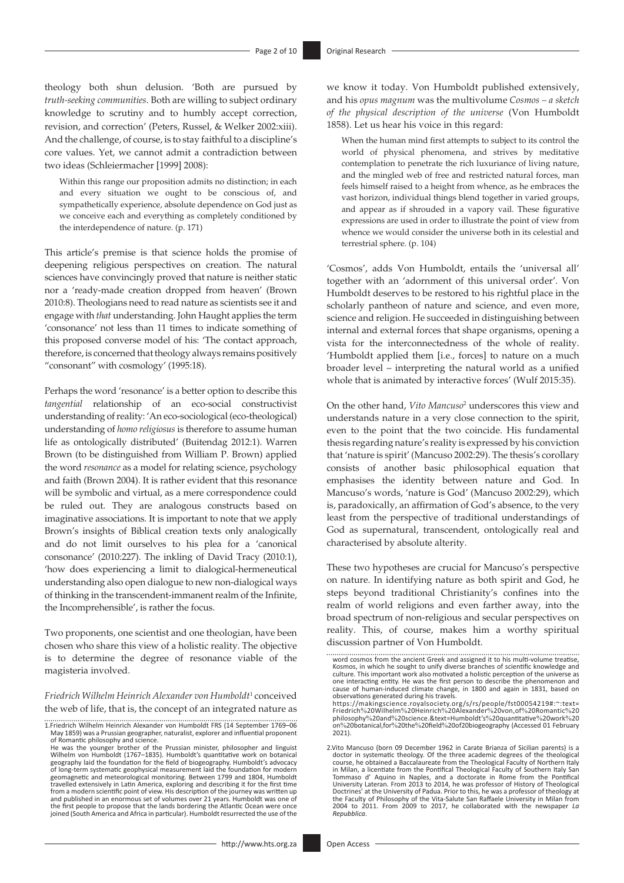theology both shun delusion. 'Both are pursued by *truth-seeking communities*. Both are willing to subject ordinary knowledge to scrutiny and to humbly accept correction, revision, and correction' (Peters, Russel, & Welker 2002:xiii). And the challenge, of course, is to stay faithful to a discipline's core values. Yet, we cannot admit a contradiction between two ideas (Schleiermacher [1999] 2008):

> Within this range our proposition admits no distinction; in each and every situation we ought to be conscious of, and sympathetically experience, absolute dependence on God just as we conceive each and everything as completely conditioned by the interdependence of nature. (p. 171)

This article's premise is that science holds the promise of deepening religious perspectives on creation. The natural sciences have convincingly proved that nature is neither static nor a 'ready-made creation dropped from heaven' (Brown 2010:8). Theologians need to read nature as scientists see it and engage with *that* understanding. John Haught applies the term 'consonance' not less than 11 times to indicate something of this proposed converse model of his: 'The contact approach, therefore, is concerned that theology always remains positively "consonant" with cosmology' (1995:18).

Perhaps the word 'resonance' is a better option to describe this *tangential* relationship of an eco-social constructivist understanding of reality: 'An eco-sociological (eco-theological) understanding of *homo religiosus* is therefore to assume human life as ontologically distributed' (Buitendag 2012:1). Warren Brown (to be distinguished from William P. Brown) applied the word *resonance* as a model for relating science, psychology and faith (Brown 2004). It is rather evident that this resonance will be symbolic and virtual, as a mere correspondence could be ruled out. They are analogous constructs based on imaginative associations. It is important to note that we apply Brown's insights of Biblical creation texts only analogically and do not limit ourselves to his plea for a 'canonical consonance' (2010:227). The inkling of David Tracy (2010:1), 'how does experiencing a limit to dialogical-hermeneutical understanding also open dialogue to new non-dialogical ways of thinking in the transcendent-immanent realm of the Infinite, the Incomprehensible', is rather the focus.

Two proponents, one scientist and one theologian, have been chosen who share this view of a holistic reality. The objective is to determine the degree of resonance viable of the magisteria involved.

*Friedrich Wilhelm Heinrich Alexander von Humboldt*[1] conceived the web of life, that is, the concept of an integrated nature as we know it today. Von Humboldt published extensively, and his *opus magnum* was the multivolume *Cosmos – a sketch of the physical description of the universe* (Von Humboldt 1858). Let us hear his voice in this regard:

> When the human mind first attempts to subject to its control the world of physical phenomena, and strives by meditative contemplation to penetrate the rich luxuriance of living nature, and the mingled web of free and restricted natural forces, man feels himself raised to a height from whence, as he embraces the vast horizon, individual things blend together in varied groups, and appear as if shrouded in a vapory vail. These figurative expressions are used in order to illustrate the point of view from whence we would consider the universe both in its celestial and terrestrial sphere. (p. 104)

'Cosmos', adds Von Humboldt, entails the 'universal all' together with an 'adornment of this universal order'. Von Humboldt deserves to be restored to his rightful place in the scholarly pantheon of nature and science, and even more, science and religion. He succeeded in distinguishing between internal and external forces that shape organisms, opening a vista for the interconnectedness of the whole of reality. 'Humboldt applied them [i.e., forces] to nature on a much broader level – interpreting the natural world as a unified whole that is animated by interactive forces' (Wulf 2015:35).

On the other hand, *Vito Mancuso*[2] underscores this view and understands nature in a very close connection to the spirit, even to the point that the two coincide. His fundamental thesis regarding nature's reality is expressed by his conviction that 'nature is spirit' (Mancuso 2002:29). The thesis's corollary consists of another basic philosophical equation that emphasises the identity between nature and God. In Mancuso's words, 'nature is God' (Mancuso 2002:29), which is, paradoxically, an affirmation of God's absence, to the very least from the perspective of traditional understandings of God as supernatural, transcendent, ontologically real and characterised by absolute alterity.

These two hypotheses are crucial for Mancuso's perspective on nature. In identifying nature as both spirit and God, he steps beyond traditional Christianity's confines into the realm of world religions and even farther away, into the broad spectrum of non-religious and secular perspectives on reality. This, of course, makes him a worthy spiritual discussion partner of Von Humboldt.

1. Friedrich Wilhelm Heinrich Alexander von Humboldt FRS (14 September 1769–06 May 1859) was a Prussian geographer, naturalist, explorer and influential proponent of Romantic philosophy and science.
He was the younger brother of the Prussian minister, philosopher and linguist Wilhelm von Humboldt (1767–1835). Humboldt's quantitative work on botanical geography laid the foundation for the field of biogeography. Humboldt's advocacy of long-term systematic geophysical measurement laid the foundation for modern geomagnetic and meteorological monitoring. Between 1799 and 1804, Humboldt travelled extensively in Latin America, exploring and describing it for the first time from a modern scientific point of view. His description of the journey was written up and published in an enormous set of volumes over 21 years. Humboldt was one of the first people to propose that the lands bordering the Atlantic Ocean were once joined (South America and Africa in particular). Humboldt resurrected the use of the word cosmos from the ancient Greek and assigned it to his multi-volume treatise, Kosmos, in which he sought to unify diverse branches of scientific knowledge and culture. This important work also motivated a holistic perception of the universe as one interacting entity. He was the first person to describe the phenomenon and cause of human-induced climate change, in 1800 and again in 1831, based on observations generated during his travels.
https://makingscience.royalsociety.org/s/rs/people/fst00054219#:~:text=Friedrich%20Wilhelm%20Heinrich%20Alexander%20von,of%20Romantic%20philosophy%20and%20science.&text=Humboldt's%20quantitative%20work%20on%20botanical,for%20the%20field%20of%20biogeography (Accessed 01 February 2021).

2. Vito Mancuso (born 09 December 1962 in Carate Brianza of Sicilian parents) is a doctor in systematic theology. Of the three academic degrees of the theological course, he obtained a Baccalaureate from the Theological Faculty of Northern Italy in Milan, a licentiate from the Pontifical Theological Faculty of Southern Italy San Tommaso d' Aquino in Naples, and a doctorate in Rome from the Pontifical University Lateran. From 2013 to 2014, he was professor of History of Theological Doctrines' at the University of Padua. Prior to this, he was a professor of theology at the Faculty of Philosophy of the Vita-Salute San Raffaele University in Milan from 2004 to 2011. From 2009 to 2017, he collaborated with the newspaper *La Repubblica*.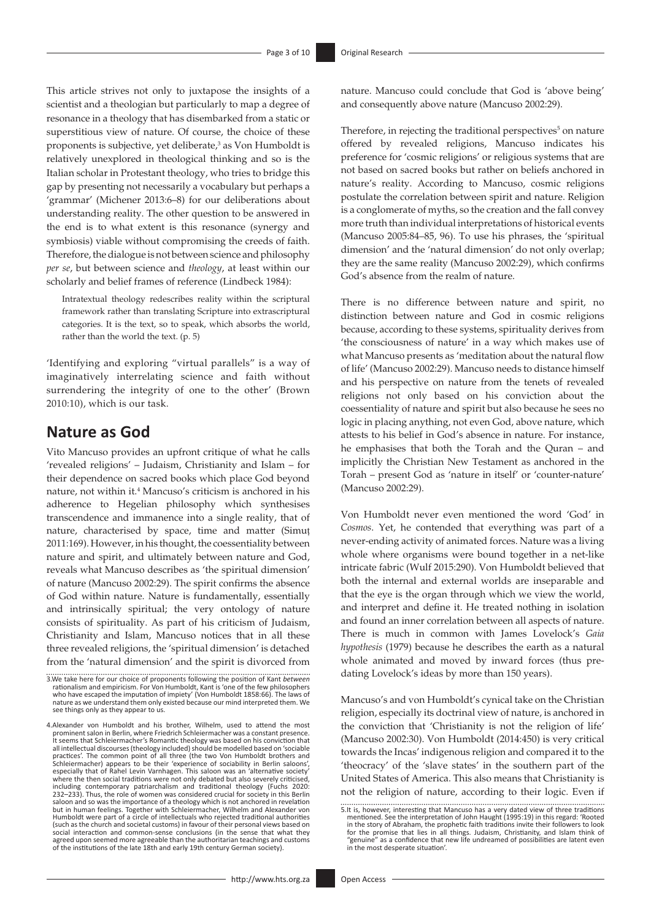This article strives not only to juxtapose the insights of a scientist and a theologian but particularly to map a degree of resonance in a theology that has disembarked from a static or superstitious view of nature. Of course, the choice of these proponents is subjective, yet deliberate,[3] as Von Humboldt is relatively unexplored in theological thinking and so is the Italian scholar in Protestant theology, who tries to bridge this gap by presenting not necessarily a vocabulary but perhaps a 'grammar' (Michener 2013:6–8) for our deliberations about understanding reality. The other question to be answered in the end is to what extent is this resonance (synergy and symbiosis) viable without compromising the creeds of faith. Therefore, the dialogue is not between science and philosophy *per se*, but between science and *theology*, at least within our scholarly and belief frames of reference (Lindbeck 1984):

> Intratextual theology redescribes reality within the scriptural framework rather than translating Scripture into extrascriptural categories. It is the text, so to speak, which absorbs the world, rather than the world the text. (p. 5)

'Identifying and exploring "virtual parallels" is a way of imaginatively interrelating science and faith without surrendering the integrity of one to the other' (Brown 2010:10), which is our task.

## Nature as God

Vito Mancuso provides an upfront critique of what he calls 'revealed religions' – Judaism, Christianity and Islam – for their dependence on sacred books which place God beyond nature, not within it.[4] Mancuso's criticism is anchored in his adherence to Hegelian philosophy which synthesises transcendence and immanence into a single reality, that of nature, characterised by space, time and matter (Simuț 2011:169). However, in his thought, the coessentiality between nature and spirit, and ultimately between nature and God, reveals what Mancuso describes as 'the spiritual dimension' of nature (Mancuso 2002:29). The spirit confirms the absence of God within nature. Nature is fundamentally, essentially and intrinsically spiritual; the very ontology of nature consists of spirituality. As part of his criticism of Judaism, Christianity and Islam, Mancuso notices that in all these three revealed religions, the 'spiritual dimension' is detached from the 'natural dimension' and the spirit is divorced from nature. Mancuso could conclude that God is 'above being' and consequently above nature (Mancuso 2002:29).

Therefore, in rejecting the traditional perspectives[5] on nature offered by revealed religions, Mancuso indicates his preference for 'cosmic religions' or religious systems that are not based on sacred books but rather on beliefs anchored in nature's reality. According to Mancuso, cosmic religions postulate the correlation between spirit and nature. Religion is a conglomerate of myths, so the creation and the fall convey more truth than individual interpretations of historical events (Mancuso 2005:84–85, 96). To use his phrases, the 'spiritual dimension' and the 'natural dimension' do not only overlap; they are the same reality (Mancuso 2002:29), which confirms God's absence from the realm of nature.

There is no difference between nature and spirit, no distinction between nature and God in cosmic religions because, according to these systems, spirituality derives from 'the consciousness of nature' in a way which makes use of what Mancuso presents as 'meditation about the natural flow of life' (Mancuso 2002:29). Mancuso needs to distance himself and his perspective on nature from the tenets of revealed religions not only based on his conviction about the coessentiality of nature and spirit but also because he sees no logic in placing anything, not even God, above nature, which attests to his belief in God's absence in nature. For instance, he emphasises that both the Torah and the Quran – and implicitly the Christian New Testament as anchored in the Torah – present God as 'nature in itself' or 'counter-nature' (Mancuso 2002:29).

Von Humboldt never even mentioned the word 'God' in *Cosmos*. Yet, he contended that everything was part of a never-ending activity of animated forces. Nature was a living whole where organisms were bound together in a net-like intricate fabric (Wulf 2015:290). Von Humboldt believed that both the internal and external worlds are inseparable and that the eye is the organ through which we view the world, and interpret and define it. He treated nothing in isolation and found an inner correlation between all aspects of nature. There is much in common with James Lovelock's *Gaia hypothesis* (1979) because he describes the earth as a natural whole animated and moved by inward forces (thus pre-dating Lovelock's ideas by more than 150 years).

Mancuso's and von Humboldt's cynical take on the Christian religion, especially its doctrinal view of nature, is anchored in the conviction that 'Christianity is not the religion of life' (Mancuso 2002:30). Von Humboldt (2014:450) is very critical towards the Incas' indigenous religion and compared it to the 'theocracy' of the 'slave states' in the southern part of the United States of America. This also means that Christianity is not the religion of nature, according to their logic. Even if

---

3. We take here for our choice of proponents following the position of Kant *between* rationalism and empiricism. For Von Humboldt, Kant is 'one of the few philosophers who have escaped the imputation of impiety' (Von Humboldt 1858:66). The laws of nature as we understand them only existed because our mind interpreted them. We see things only as they appear to us.

4. Alexander von Humboldt and his brother, Wilhelm, used to attend the most prominent salon in Berlin, where Friedrich Schleiermacher was a constant presence. It seems that Schleiermacher's Romantic theology was based on his conviction that all intellectual discourses (theology included) should be modelled based on 'sociable practices'. The common point of all three (the two Von Humboldt brothers and Schleiermacher) appears to be their 'experience of sociability in Berlin saloons', especially that of Rahel Levin Varnhagen. This saloon was an 'alternative society' where the then social traditions were not only debated but also severely criticised, including contemporary patriarchalism and traditional theology (Fuchs 2020: 232–233). Thus, the role of women was considered crucial for society in this Berlin saloon and so was the importance of a theology which is not anchored in revelation but in human feelings. Together with Schleiermacher, Wilhelm and Alexander von Humboldt were part of a circle of intellectuals who rejected traditional authorities (such as the church and societal customs) in favour of their personal views based on social interaction and common-sense conclusions (in the sense that what they agreed upon seemed more agreeable than the authoritarian teachings and customs of the institutions of the late 18th and early 19th century German society).

5. It is, however, interesting that Mancuso has a very dated view of three traditions mentioned. See the interpretation of John Haught (1995:19) in this regard: 'Rooted in the story of Abraham, the prophetic faith traditions invite their followers to look for the promise that lies in all things. Judaism, Christianity, and Islam think of "genuine" as a confidence that new life undreamed of possibilities are latent even in the most desperate situation'.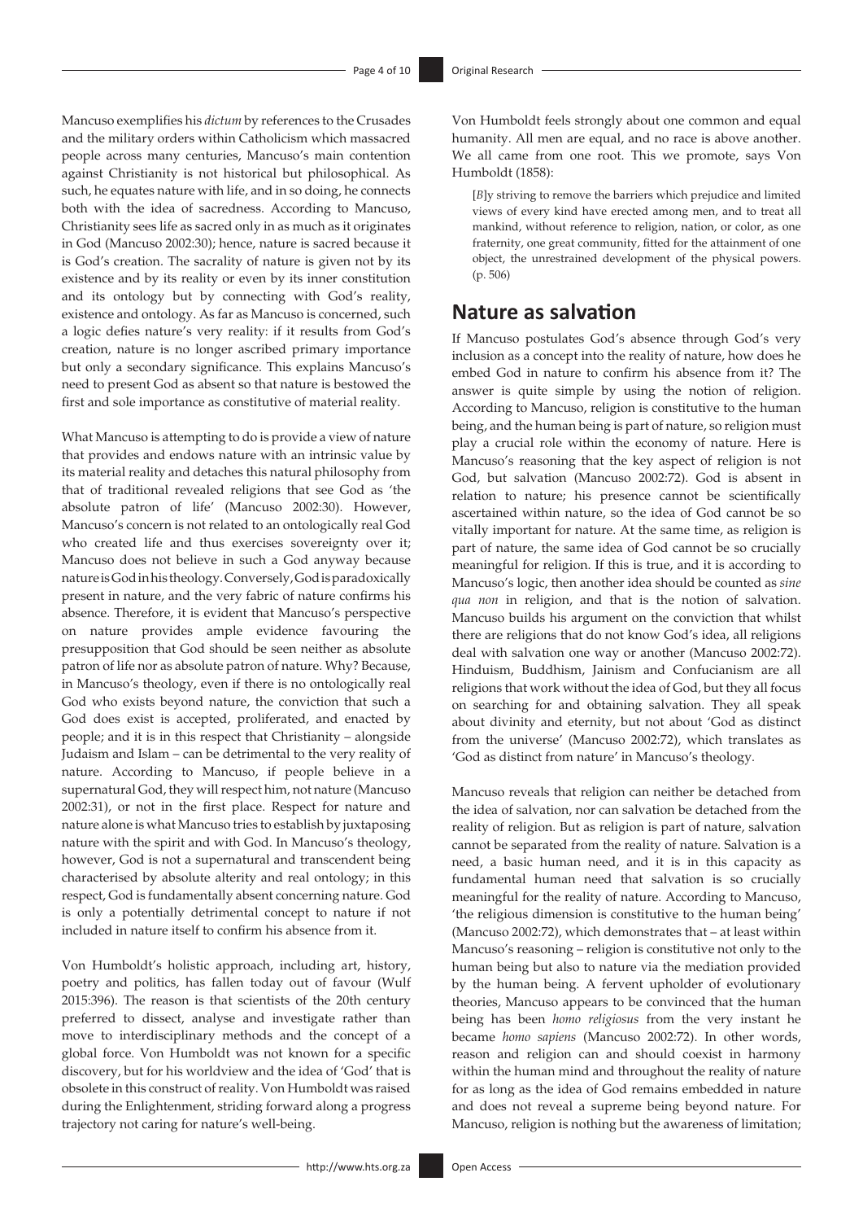Mancuso exemplifies his *dictum* by references to the Crusades and the military orders within Catholicism which massacred people across many centuries, Mancuso's main contention against Christianity is not historical but philosophical. As such, he equates nature with life, and in so doing, he connects both with the idea of sacredness. According to Mancuso, Christianity sees life as sacred only in as much as it originates in God (Mancuso 2002:30); hence, nature is sacred because it is God's creation. The sacrality of nature is given not by its existence and by its reality or even by its inner constitution and its ontology but by connecting with God's reality, existence and ontology. As far as Mancuso is concerned, such a logic defies nature's very reality: if it results from God's creation, nature is no longer ascribed primary importance but only a secondary significance. This explains Mancuso's need to present God as absent so that nature is bestowed the first and sole importance as constitutive of material reality.

What Mancuso is attempting to do is provide a view of nature that provides and endows nature with an intrinsic value by its material reality and detaches this natural philosophy from that of traditional revealed religions that see God as 'the absolute patron of life' (Mancuso 2002:30). However, Mancuso's concern is not related to an ontologically real God who created life and thus exercises sovereignty over it; Mancuso does not believe in such a God anyway because nature is God in his theology. Conversely, God is paradoxically present in nature, and the very fabric of nature confirms his absence. Therefore, it is evident that Mancuso's perspective on nature provides ample evidence favouring the presupposition that God should be seen neither as absolute patron of life nor as absolute patron of nature. Why? Because, in Mancuso's theology, even if there is no ontologically real God who exists beyond nature, the conviction that such a God does exist is accepted, proliferated, and enacted by people; and it is in this respect that Christianity – alongside Judaism and Islam – can be detrimental to the very reality of nature. According to Mancuso, if people believe in a supernatural God, they will respect him, not nature (Mancuso 2002:31), or not in the first place. Respect for nature and nature alone is what Mancuso tries to establish by juxtaposing nature with the spirit and with God. In Mancuso's theology, however, God is not a supernatural and transcendent being characterised by absolute alterity and real ontology; in this respect, God is fundamentally absent concerning nature. God is only a potentially detrimental concept to nature if not included in nature itself to confirm his absence from it.

Von Humboldt's holistic approach, including art, history, poetry and politics, has fallen today out of favour (Wulf 2015:396). The reason is that scientists of the 20th century preferred to dissect, analyse and investigate rather than move to interdisciplinary methods and the concept of a global force. Von Humboldt was not known for a specific discovery, but for his worldview and the idea of 'God' that is obsolete in this construct of reality. Von Humboldt was raised during the Enlightenment, striding forward along a progress trajectory not caring for nature's well-being.

Von Humboldt feels strongly about one common and equal humanity. All men are equal, and no race is above another. We all came from one root. This we promote, says Von Humboldt (1858):

> [*B*]y striving to remove the barriers which prejudice and limited views of every kind have erected among men, and to treat all mankind, without reference to religion, nation, or color, as one fraternity, one great community, fitted for the attainment of one object, the unrestrained development of the physical powers. (p. 506)

## Nature as salvation

If Mancuso postulates God's absence through God's very inclusion as a concept into the reality of nature, how does he embed God in nature to confirm his absence from it? The answer is quite simple by using the notion of religion. According to Mancuso, religion is constitutive to the human being, and the human being is part of nature, so religion must play a crucial role within the economy of nature. Here is Mancuso's reasoning that the key aspect of religion is not God, but salvation (Mancuso 2002:72). God is absent in relation to nature; his presence cannot be scientifically ascertained within nature, so the idea of God cannot be so vitally important for nature. At the same time, as religion is part of nature, the same idea of God cannot be so crucially meaningful for religion. If this is true, and it is according to Mancuso's logic, then another idea should be counted as *sine qua non* in religion, and that is the notion of salvation. Mancuso builds his argument on the conviction that whilst there are religions that do not know God's idea, all religions deal with salvation one way or another (Mancuso 2002:72). Hinduism, Buddhism, Jainism and Confucianism are all religions that work without the idea of God, but they all focus on searching for and obtaining salvation. They all speak about divinity and eternity, but not about 'God as distinct from the universe' (Mancuso 2002:72), which translates as 'God as distinct from nature' in Mancuso's theology.

Mancuso reveals that religion can neither be detached from the idea of salvation, nor can salvation be detached from the reality of religion. But as religion is part of nature, salvation cannot be separated from the reality of nature. Salvation is a need, a basic human need, and it is in this capacity as fundamental human need that salvation is so crucially meaningful for the reality of nature. According to Mancuso, 'the religious dimension is constitutive to the human being' (Mancuso 2002:72), which demonstrates that – at least within Mancuso's reasoning – religion is constitutive not only to the human being but also to nature via the mediation provided by the human being. A fervent upholder of evolutionary theories, Mancuso appears to be convinced that the human being has been *homo religiosus* from the very instant he became *homo sapiens* (Mancuso 2002:72). In other words, reason and religion can and should coexist in harmony within the human mind and throughout the reality of nature for as long as the idea of God remains embedded in nature and does not reveal a supreme being beyond nature. For Mancuso, religion is nothing but the awareness of limitation;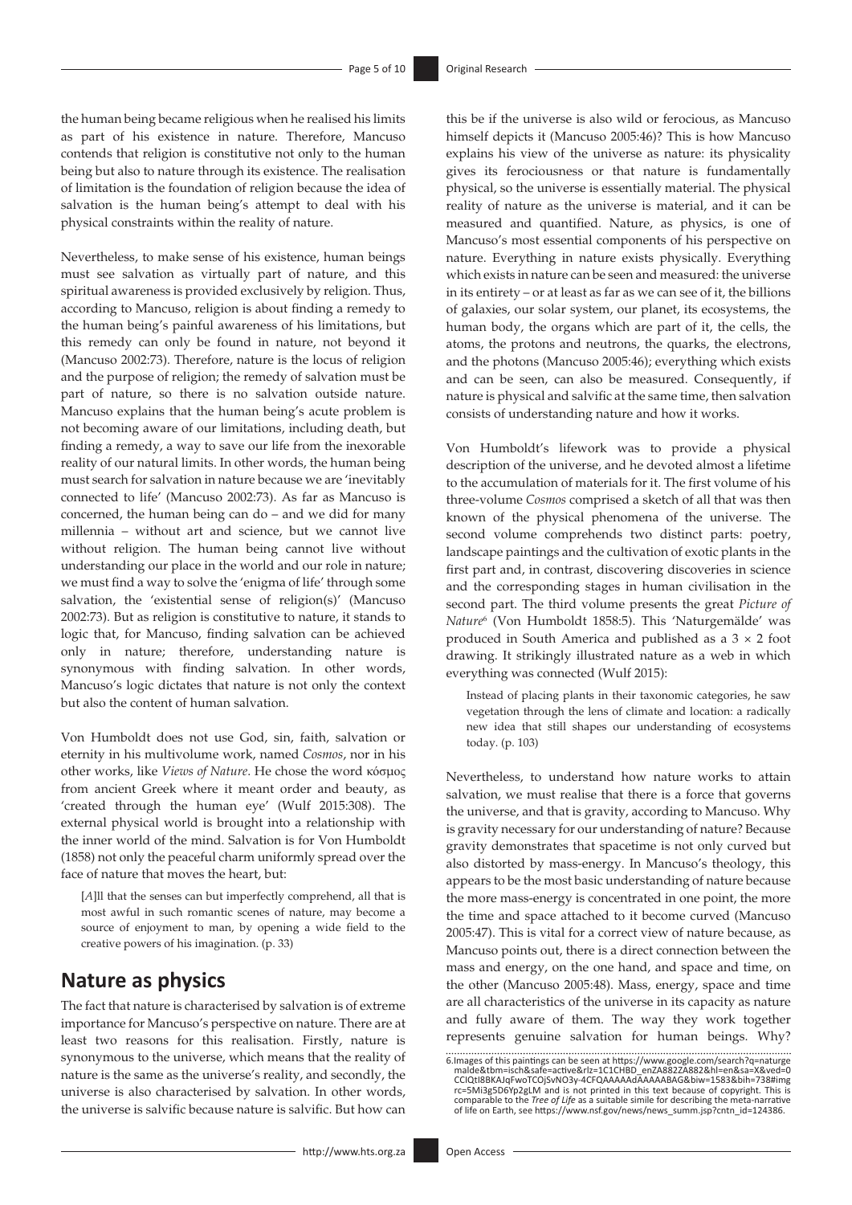the human being became religious when he realised his limits as part of his existence in nature. Therefore, Mancuso contends that religion is constitutive not only to the human being but also to nature through its existence. The realisation of limitation is the foundation of religion because the idea of salvation is the human being's attempt to deal with his physical constraints within the reality of nature.

Nevertheless, to make sense of his existence, human beings must see salvation as virtually part of nature, and this spiritual awareness is provided exclusively by religion. Thus, according to Mancuso, religion is about finding a remedy to the human being's painful awareness of his limitations, but this remedy can only be found in nature, not beyond it (Mancuso 2002:73). Therefore, nature is the locus of religion and the purpose of religion; the remedy of salvation must be part of nature, so there is no salvation outside nature. Mancuso explains that the human being's acute problem is not becoming aware of our limitations, including death, but finding a remedy, a way to save our life from the inexorable reality of our natural limits. In other words, the human being must search for salvation in nature because we are 'inevitably connected to life' (Mancuso 2002:73). As far as Mancuso is concerned, the human being can do – and we did for many millennia – without art and science, but we cannot live without religion. The human being cannot live without understanding our place in the world and our role in nature; we must find a way to solve the 'enigma of life' through some salvation, the 'existential sense of religion(s)' (Mancuso 2002:73). But as religion is constitutive to nature, it stands to logic that, for Mancuso, finding salvation can be achieved only in nature; therefore, understanding nature is synonymous with finding salvation. In other words, Mancuso's logic dictates that nature is not only the context but also the content of human salvation.

Von Humboldt does not use God, sin, faith, salvation or eternity in his multivolume work, named *Cosmos*, nor in his other works, like *Views of Nature*. He chose the word κόσμος from ancient Greek where it meant order and beauty, as 'created through the human eye' (Wulf 2015:308). The external physical world is brought into a relationship with the inner world of the mind. Salvation is for Von Humboldt (1858) not only the peaceful charm uniformly spread over the face of nature that moves the heart, but:

> [*A*]ll that the senses can but imperfectly comprehend, all that is most awful in such romantic scenes of nature, may become a source of enjoyment to man, by opening a wide field to the creative powers of his imagination. (p. 33)

## Nature as physics

The fact that nature is characterised by salvation is of extreme importance for Mancuso's perspective on nature. There are at least two reasons for this realisation. Firstly, nature is synonymous to the universe, which means that the reality of nature is the same as the universe's reality, and secondly, the universe is also characterised by salvation. In other words, the universe is salvific because nature is salvific. But how can this be if the universe is also wild or ferocious, as Mancuso himself depicts it (Mancuso 2005:46)? This is how Mancuso explains his view of the universe as nature: its physicality gives its ferociousness or that nature is fundamentally physical, so the universe is essentially material. The physical reality of nature as the universe is material, and it can be measured and quantified. Nature, as physics, is one of Mancuso's most essential components of his perspective on nature. Everything in nature exists physically. Everything which exists in nature can be seen and measured: the universe in its entirety – or at least as far as we can see of it, the billions of galaxies, our solar system, our planet, its ecosystems, the human body, the organs which are part of it, the cells, the atoms, the protons and neutrons, the quarks, the electrons, and the photons (Mancuso 2005:46); everything which exists and can be seen, can also be measured. Consequently, if nature is physical and salvific at the same time, then salvation consists of understanding nature and how it works.

Von Humboldt's lifework was to provide a physical description of the universe, and he devoted almost a lifetime to the accumulation of materials for it. The first volume of his three-volume *Cosmos* comprised a sketch of all that was then known of the physical phenomena of the universe. The second volume comprehends two distinct parts: poetry, landscape paintings and the cultivation of exotic plants in the first part and, in contrast, discovering discoveries in science and the corresponding stages in human civilisation in the second part. The third volume presents the great *Picture of Nature*[6] (Von Humboldt 1858:5). This 'Naturgemälde' was produced in South America and published as a 3 × 2 foot drawing. It strikingly illustrated nature as a web in which everything was connected (Wulf 2015):

> Instead of placing plants in their taxonomic categories, he saw vegetation through the lens of climate and location: a radically new idea that still shapes our understanding of ecosystems today. (p. 103)

Nevertheless, to understand how nature works to attain salvation, we must realise that there is a force that governs the universe, and that is gravity, according to Mancuso. Why is gravity necessary for our understanding of nature? Because gravity demonstrates that spacetime is not only curved but also distorted by mass-energy. In Mancuso's theology, this appears to be the most basic understanding of nature because the more mass-energy is concentrated in one point, the more the time and space attached to it become curved (Mancuso 2005:47). This is vital for a correct view of nature because, as Mancuso points out, there is a direct connection between the mass and energy, on the one hand, and space and time, on the other (Mancuso 2005:48). Mass, energy, space and time are all characteristics of the universe in its capacity as nature and fully aware of them. The way they work together represents genuine salvation for human beings. Why?

6. Images of this paintings can be seen at https://www.google.com/search?q=naturgemalde&tbm=isch&safe=active&rlz=1C1CHBD_enZA882ZA882&hl=en&sa=X&ved=0CCIQtI8BKAJqFwoTCOjSvNO3y-4CFQAAAAAdAAAAABAG&biw=1583&bih=738#imgrc=5Mi3g5D6Yp2gLM and is not printed in this text because of copyright. This is comparable to the *Tree of Life* as a suitable simile for describing the meta-narrative of life on Earth, see https://www.nsf.gov/news/news_summ.jsp?cntn_id=124386.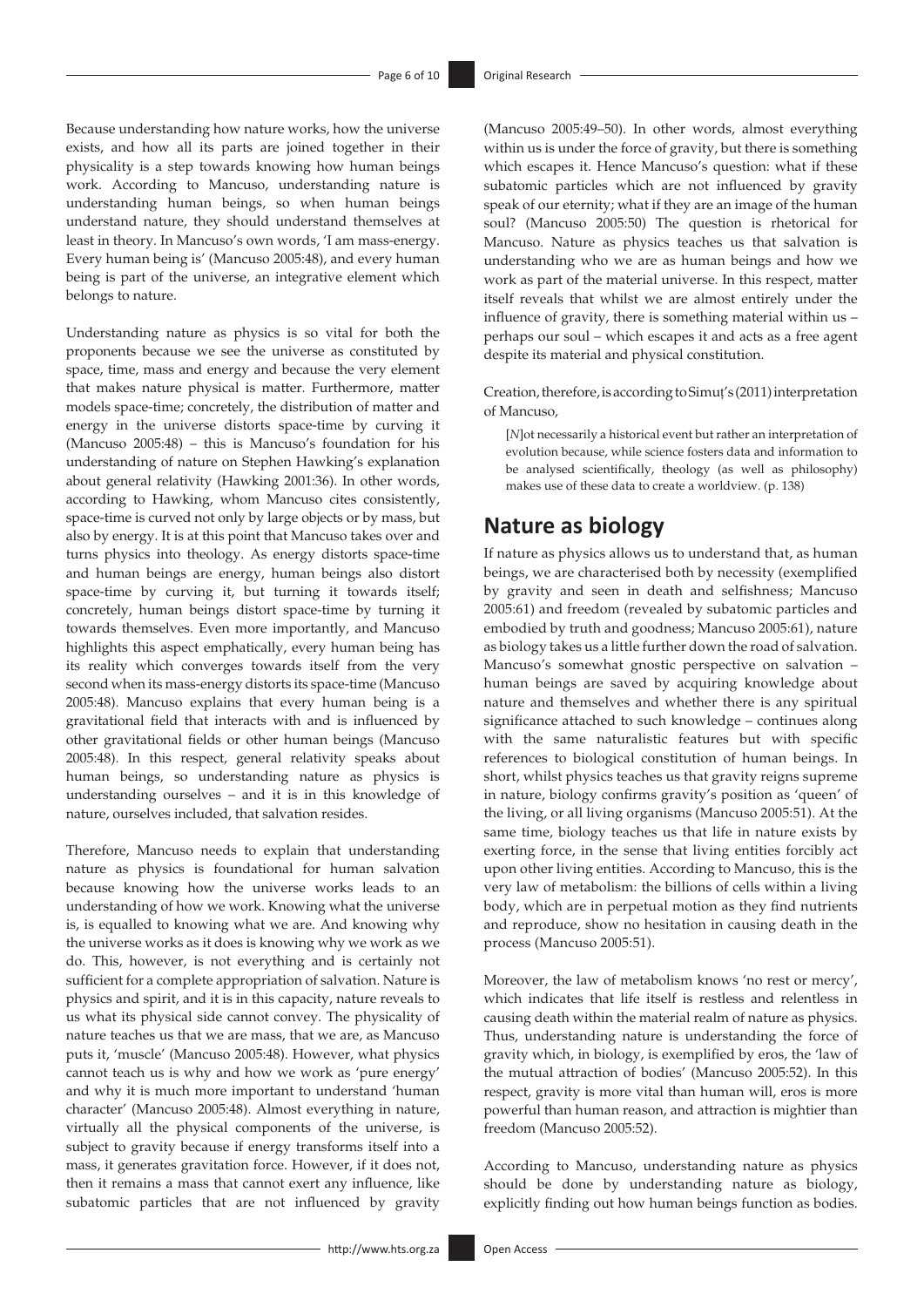Because understanding how nature works, how the universe exists, and how all its parts are joined together in their physicality is a step towards knowing how human beings work. According to Mancuso, understanding nature is understanding human beings, so when human beings understand nature, they should understand themselves at least in theory. In Mancuso's own words, 'I am mass-energy. Every human being is' (Mancuso 2005:48), and every human being is part of the universe, an integrative element which belongs to nature.

Understanding nature as physics is so vital for both the proponents because we see the universe as constituted by space, time, mass and energy and because the very element that makes nature physical is matter. Furthermore, matter models space-time; concretely, the distribution of matter and energy in the universe distorts space-time by curving it (Mancuso 2005:48) – this is Mancuso's foundation for his understanding of nature on Stephen Hawking's explanation about general relativity (Hawking 2001:36). In other words, according to Hawking, whom Mancuso cites consistently, space-time is curved not only by large objects or by mass, but also by energy. It is at this point that Mancuso takes over and turns physics into theology. As energy distorts space-time and human beings are energy, human beings also distort space-time by curving it, but turning it towards itself; concretely, human beings distort space-time by turning it towards themselves. Even more importantly, and Mancuso highlights this aspect emphatically, every human being has its reality which converges towards itself from the very second when its mass-energy distorts its space-time (Mancuso 2005:48). Mancuso explains that every human being is a gravitational field that interacts with and is influenced by other gravitational fields or other human beings (Mancuso 2005:48). In this respect, general relativity speaks about human beings, so understanding nature as physics is understanding ourselves – and it is in this knowledge of nature, ourselves included, that salvation resides.

Therefore, Mancuso needs to explain that understanding nature as physics is foundational for human salvation because knowing how the universe works leads to an understanding of how we work. Knowing what the universe is, is equalled to knowing what we are. And knowing why the universe works as it does is knowing why we work as we do. This, however, is not everything and is certainly not sufficient for a complete appropriation of salvation. Nature is physics and spirit, and it is in this capacity, nature reveals to us what its physical side cannot convey. The physicality of nature teaches us that we are mass, that we are, as Mancuso puts it, 'muscle' (Mancuso 2005:48). However, what physics cannot teach us is why and how we work as 'pure energy' and why it is much more important to understand 'human character' (Mancuso 2005:48). Almost everything in nature, virtually all the physical components of the universe, is subject to gravity because if energy transforms itself into a mass, it generates gravitation force. However, if it does not, then it remains a mass that cannot exert any influence, like subatomic particles that are not influenced by gravity (Mancuso 2005:49–50). In other words, almost everything within us is under the force of gravity, but there is something which escapes it. Hence Mancuso's question: what if these subatomic particles which are not influenced by gravity speak of our eternity; what if they are an image of the human soul? (Mancuso 2005:50) The question is rhetorical for Mancuso. Nature as physics teaches us that salvation is understanding who we are as human beings and how we work as part of the material universe. In this respect, matter itself reveals that whilst we are almost entirely under the influence of gravity, there is something material within us – perhaps our soul – which escapes it and acts as a free agent despite its material and physical constitution.

Creation, therefore, is according to Simuț's (2011) interpretation of Mancuso,

> [*N*]ot necessarily a historical event but rather an interpretation of evolution because, while science fosters data and information to be analysed scientifically, theology (as well as philosophy) makes use of these data to create a worldview. (p. 138)

## Nature as biology

If nature as physics allows us to understand that, as human beings, we are characterised both by necessity (exemplified by gravity and seen in death and selfishness; Mancuso 2005:61) and freedom (revealed by subatomic particles and embodied by truth and goodness; Mancuso 2005:61), nature as biology takes us a little further down the road of salvation. Mancuso's somewhat gnostic perspective on salvation – human beings are saved by acquiring knowledge about nature and themselves and whether there is any spiritual significance attached to such knowledge – continues along with the same naturalistic features but with specific references to biological constitution of human beings. In short, whilst physics teaches us that gravity reigns supreme in nature, biology confirms gravity's position as 'queen' of the living, or all living organisms (Mancuso 2005:51). At the same time, biology teaches us that life in nature exists by exerting force, in the sense that living entities forcibly act upon other living entities. According to Mancuso, this is the very law of metabolism: the billions of cells within a living body, which are in perpetual motion as they find nutrients and reproduce, show no hesitation in causing death in the process (Mancuso 2005:51).

Moreover, the law of metabolism knows 'no rest or mercy', which indicates that life itself is restless and relentless in causing death within the material realm of nature as physics. Thus, understanding nature is understanding the force of gravity which, in biology, is exemplified by eros, the 'law of the mutual attraction of bodies' (Mancuso 2005:52). In this respect, gravity is more vital than human will, eros is more powerful than human reason, and attraction is mightier than freedom (Mancuso 2005:52).

According to Mancuso, understanding nature as physics should be done by understanding nature as biology, explicitly finding out how human beings function as bodies.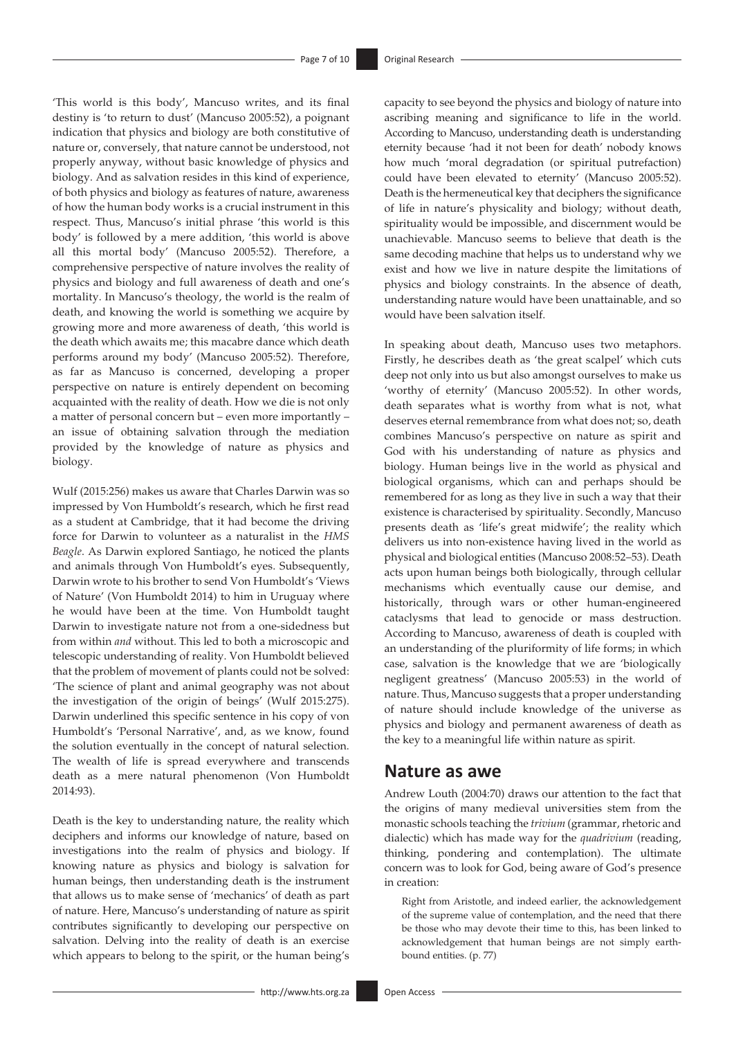'This world is this body', Mancuso writes, and its final destiny is 'to return to dust' (Mancuso 2005:52), a poignant indication that physics and biology are both constitutive of nature or, conversely, that nature cannot be understood, not properly anyway, without basic knowledge of physics and biology. And as salvation resides in this kind of experience, of both physics and biology as features of nature, awareness of how the human body works is a crucial instrument in this respect. Thus, Mancuso's initial phrase 'this world is this body' is followed by a mere addition, 'this world is above all this mortal body' (Mancuso 2005:52). Therefore, a comprehensive perspective of nature involves the reality of physics and biology and full awareness of death and one's mortality. In Mancuso's theology, the world is the realm of death, and knowing the world is something we acquire by growing more and more awareness of death, 'this world is the death which awaits me; this macabre dance which death performs around my body' (Mancuso 2005:52). Therefore, as far as Mancuso is concerned, developing a proper perspective on nature is entirely dependent on becoming acquainted with the reality of death. How we die is not only a matter of personal concern but – even more importantly – an issue of obtaining salvation through the mediation provided by the knowledge of nature as physics and biology.

Wulf (2015:256) makes us aware that Charles Darwin was so impressed by Von Humboldt's research, which he first read as a student at Cambridge, that it had become the driving force for Darwin to volunteer as a naturalist in the *HMS Beagle*. As Darwin explored Santiago, he noticed the plants and animals through Von Humboldt's eyes. Subsequently, Darwin wrote to his brother to send Von Humboldt's 'Views of Nature' (Von Humboldt 2014) to him in Uruguay where he would have been at the time. Von Humboldt taught Darwin to investigate nature not from a one-sidedness but from within *and* without. This led to both a microscopic and telescopic understanding of reality. Von Humboldt believed that the problem of movement of plants could not be solved: 'The science of plant and animal geography was not about the investigation of the origin of beings' (Wulf 2015:275). Darwin underlined this specific sentence in his copy of von Humboldt's 'Personal Narrative', and, as we know, found the solution eventually in the concept of natural selection. The wealth of life is spread everywhere and transcends death as a mere natural phenomenon (Von Humboldt 2014:93).

Death is the key to understanding nature, the reality which deciphers and informs our knowledge of nature, based on investigations into the realm of physics and biology. If knowing nature as physics and biology is salvation for human beings, then understanding death is the instrument that allows us to make sense of 'mechanics' of death as part of nature. Here, Mancuso's understanding of nature as spirit contributes significantly to developing our perspective on salvation. Delving into the reality of death is an exercise which appears to belong to the spirit, or the human being's capacity to see beyond the physics and biology of nature into ascribing meaning and significance to life in the world. According to Mancuso, understanding death is understanding eternity because 'had it not been for death' nobody knows how much 'moral degradation (or spiritual putrefaction) could have been elevated to eternity' (Mancuso 2005:52). Death is the hermeneutical key that deciphers the significance of life in nature's physicality and biology; without death, spirituality would be impossible, and discernment would be unachievable. Mancuso seems to believe that death is the same decoding machine that helps us to understand why we exist and how we live in nature despite the limitations of physics and biology constraints. In the absence of death, understanding nature would have been unattainable, and so would have been salvation itself.

In speaking about death, Mancuso uses two metaphors. Firstly, he describes death as 'the great scalpel' which cuts deep not only into us but also amongst ourselves to make us 'worthy of eternity' (Mancuso 2005:52). In other words, death separates what is worthy from what is not, what deserves eternal remembrance from what does not; so, death combines Mancuso's perspective on nature as spirit and God with his understanding of nature as physics and biology. Human beings live in the world as physical and biological organisms, which can and perhaps should be remembered for as long as they live in such a way that their existence is characterised by spirituality. Secondly, Mancuso presents death as 'life's great midwife'; the reality which delivers us into non-existence having lived in the world as physical and biological entities (Mancuso 2008:52–53). Death acts upon human beings both biologically, through cellular mechanisms which eventually cause our demise, and historically, through wars or other human-engineered cataclysms that lead to genocide or mass destruction. According to Mancuso, awareness of death is coupled with an understanding of the pluriformity of life forms; in which case, salvation is the knowledge that we are 'biologically negligent greatness' (Mancuso 2005:53) in the world of nature. Thus, Mancuso suggests that a proper understanding of nature should include knowledge of the universe as physics and biology and permanent awareness of death as the key to a meaningful life within nature as spirit.

## Nature as awe

Andrew Louth (2004:70) draws our attention to the fact that the origins of many medieval universities stem from the monastic schools teaching the *trivium* (grammar, rhetoric and dialectic) which has made way for the *quadrivium* (reading, thinking, pondering and contemplation). The ultimate concern was to look for God, being aware of God's presence in creation:

> Right from Aristotle, and indeed earlier, the acknowledgement of the supreme value of contemplation, and the need that there be those who may devote their time to this, has been linked to acknowledgement that human beings are not simply earth-bound entities. (p. 77)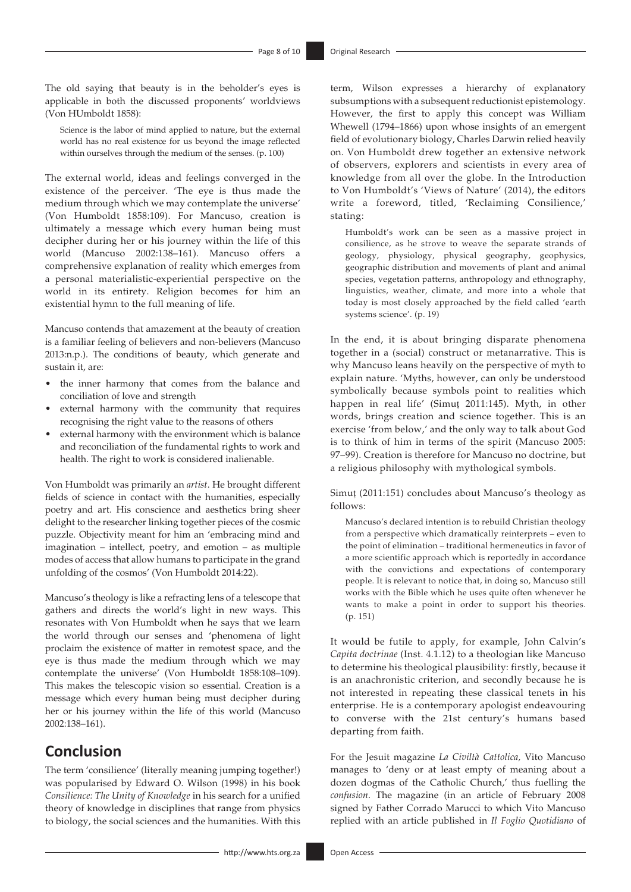The old saying that beauty is in the beholder's eyes is applicable in both the discussed proponents' worldviews (Von HUmboldt 1858):

> Science is the labor of mind applied to nature, but the external world has no real existence for us beyond the image reflected within ourselves through the medium of the senses. (p. 100)

The external world, ideas and feelings converged in the existence of the perceiver. 'The eye is thus made the medium through which we may contemplate the universe' (Von Humboldt 1858:109). For Mancuso, creation is ultimately a message which every human being must decipher during her or his journey within the life of this world (Mancuso 2002:138–161). Mancuso offers a comprehensive explanation of reality which emerges from a personal materialistic-experiential perspective on the world in its entirety. Religion becomes for him an existential hymn to the full meaning of life.

Mancuso contends that amazement at the beauty of creation is a familiar feeling of believers and non-believers (Mancuso 2013:n.p.). The conditions of beauty, which generate and sustain it, are:

- the inner harmony that comes from the balance and conciliation of love and strength
- external harmony with the community that requires recognising the right value to the reasons of others
- external harmony with the environment which is balance and reconciliation of the fundamental rights to work and health. The right to work is considered inalienable.

Von Humboldt was primarily an *artist*. He brought different fields of science in contact with the humanities, especially poetry and art. His conscience and aesthetics bring sheer delight to the researcher linking together pieces of the cosmic puzzle. Objectivity meant for him an 'embracing mind and imagination – intellect, poetry, and emotion – as multiple modes of access that allow humans to participate in the grand unfolding of the cosmos' (Von Humboldt 2014:22).

Mancuso's theology is like a refracting lens of a telescope that gathers and directs the world's light in new ways. This resonates with Von Humboldt when he says that we learn the world through our senses and 'phenomena of light proclaim the existence of matter in remotest space, and the eye is thus made the medium through which we may contemplate the universe' (Von Humboldt 1858:108–109). This makes the telescopic vision so essential. Creation is a message which every human being must decipher during her or his journey within the life of this world (Mancuso 2002:138–161).

## Conclusion

The term 'consilience' (literally meaning jumping together!) was popularised by Edward O. Wilson (1998) in his book *Consilience: The Unity of Knowledge* in his search for a unified theory of knowledge in disciplines that range from physics to biology, the social sciences and the humanities. With this term, Wilson expresses a hierarchy of explanatory subsumptions with a subsequent reductionist epistemology. However, the first to apply this concept was William Whewell (1794–1866) upon whose insights of an emergent field of evolutionary biology, Charles Darwin relied heavily on. Von Humboldt drew together an extensive network of observers, explorers and scientists in every area of knowledge from all over the globe. In the Introduction to Von Humboldt's 'Views of Nature' (2014), the editors write a foreword, titled, 'Reclaiming Consilience,' stating:

> Humboldt's work can be seen as a massive project in consilience, as he strove to weave the separate strands of geology, physiology, physical geography, geophysics, geographic distribution and movements of plant and animal species, vegetation patterns, anthropology and ethnography, linguistics, weather, climate, and more into a whole that today is most closely approached by the field called 'earth systems science'. (p. 19)

In the end, it is about bringing disparate phenomena together in a (social) construct or metanarrative. This is why Mancuso leans heavily on the perspective of myth to explain nature. 'Myths, however, can only be understood symbolically because symbols point to realities which happen in real life' (Simuț 2011:145). Myth, in other words, brings creation and science together. This is an exercise 'from below,' and the only way to talk about God is to think of him in terms of the spirit (Mancuso 2005: 97–99). Creation is therefore for Mancuso no doctrine, but a religious philosophy with mythological symbols.

Simuț (2011:151) concludes about Mancuso's theology as follows:

> Mancuso's declared intention is to rebuild Christian theology from a perspective which dramatically reinterprets – even to the point of elimination – traditional hermeneutics in favor of a more scientific approach which is reportedly in accordance with the convictions and expectations of contemporary people. It is relevant to notice that, in doing so, Mancuso still works with the Bible which he uses quite often whenever he wants to make a point in order to support his theories. (p. 151)

It would be futile to apply, for example, John Calvin's *Capita doctrinae* (Inst. 4.1.12) to a theologian like Mancuso to determine his theological plausibility: firstly, because it is an anachronistic criterion, and secondly because he is not interested in repeating these classical tenets in his enterprise. He is a contemporary apologist endeavouring to converse with the 21st century's humans based departing from faith.

For the Jesuit magazine *La Civiltà Cattolica,* Vito Mancuso manages to 'deny or at least empty of meaning about a dozen dogmas of the Catholic Church,' thus fuelling the *confusion*. The magazine (in an article of February 2008 signed by Father Corrado Marucci to which Vito Mancuso replied with an article published in *Il Foglio Quotidiano* of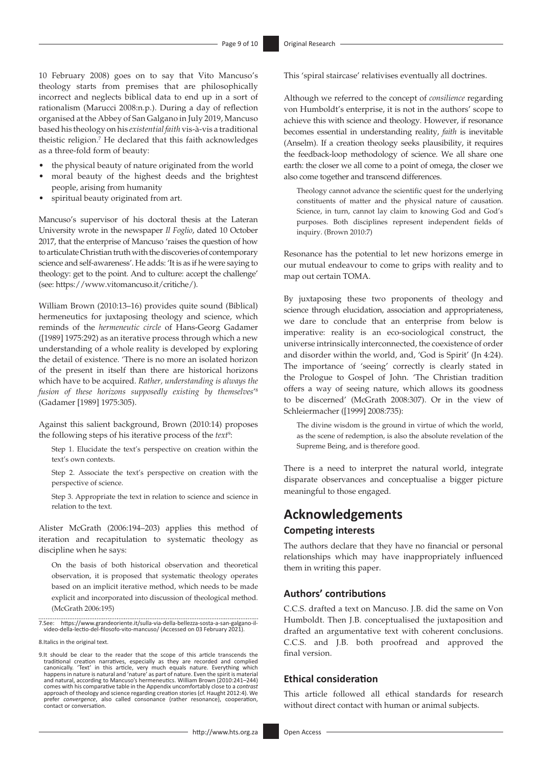10 February 2008) goes on to say that Vito Mancuso's theology starts from premises that are philosophically incorrect and neglects biblical data to end up in a sort of rationalism (Marucci 2008:n.p.). During a day of reflection organised at the Abbey of San Galgano in July 2019, Mancuso based his theology on his *existential faith* vis-à-vis a traditional theistic religion.[7] He declared that this faith acknowledges as a three-fold form of beauty:

- the physical beauty of nature originated from the world
- moral beauty of the highest deeds and the brightest people, arising from humanity
- spiritual beauty originated from art.

Mancuso's supervisor of his doctoral thesis at the Lateran University wrote in the newspaper *Il Foglio*, dated 10 October 2017, that the enterprise of Mancuso 'raises the question of how to articulate Christian truth with the discoveries of contemporary science and self-awareness'. He adds: 'It is as if he were saying to theology: get to the point. And to culture: accept the challenge' (see: https://www.vitomancuso.it/critiche/).

William Brown (2010:13–16) provides quite sound (Biblical) hermeneutics for juxtaposing theology and science, which reminds of the *hermeneutic circle* of Hans-Georg Gadamer ([1989] 1975:292) as an iterative process through which a new understanding of a whole reality is developed by exploring the detail of existence. 'There is no more an isolated horizon of the present in itself than there are historical horizons which have to be acquired. *Rather, understanding is always the fusion of these horizons supposedly existing by themselves*'[8] (Gadamer [1989] 1975:305).

Against this salient background, Brown (2010:14) proposes the following steps of his iterative process of the *text*[9]:

> Step 1. Elucidate the text's perspective on creation within the text's own contexts.
>
> Step 2. Associate the text's perspective on creation with the perspective of science.
>
> Step 3. Appropriate the text in relation to science and science in relation to the text.

Alister McGrath (2006:194–203) applies this method of iteration and recapitulation to systematic theology as discipline when he says:

> On the basis of both historical observation and theoretical observation, it is proposed that systematic theology operates based on an implicit iterative method, which needs to be made explicit and incorporated into discussion of theological method. (McGrath 2006:195)

This 'spiral staircase' relativises eventually all doctrines.

Although we referred to the concept of *consilience* regarding von Humboldt's enterprise, it is not in the authors' scope to achieve this with science and theology. However, if resonance becomes essential in understanding reality, *faith* is inevitable (Anselm). If a creation theology seeks plausibility, it requires the feedback-loop methodology of science. We all share one earth: the closer we all come to a point of omega, the closer we also come together and transcend differences.

> Theology cannot advance the scientific quest for the underlying constituents of matter and the physical nature of causation. Science, in turn, cannot lay claim to knowing God and God's purposes. Both disciplines represent independent fields of inquiry. (Brown 2010:7)

Resonance has the potential to let new horizons emerge in our mutual endeavour to come to grips with reality and to map out certain TOMA.

By juxtaposing these two proponents of theology and science through elucidation, association and appropriateness, we dare to conclude that an enterprise from below is imperative: reality is an eco-sociological construct, the universe intrinsically interconnected, the coexistence of order and disorder within the world, and, 'God is Spirit' (Jn 4:24). The importance of 'seeing' correctly is clearly stated in the Prologue to Gospel of John. 'The Christian tradition offers a way of seeing nature, which allows its goodness to be discerned' (McGrath 2008:307). Or in the view of Schleiermacher ([1999] 2008:735):

> The divine wisdom is the ground in virtue of which the world, as the scene of redemption, is also the absolute revelation of the Supreme Being, and is therefore good.

There is a need to interpret the natural world, integrate disparate observances and conceptualise a bigger picture meaningful to those engaged.

# Acknowledgements

## Competing interests

The authors declare that they have no financial or personal relationships which may have inappropriately influenced them in writing this paper.

## Authors' contributions

C.C.S. drafted a text on Mancuso. J.B. did the same on Von Humboldt. Then J.B. conceptualised the juxtaposition and drafted an argumentative text with coherent conclusions. C.C.S. and J.B. both proofread and approved the final version.

## Ethical consideration

This article followed all ethical standards for research without direct contact with human or animal subjects.

---

7. See: https://www.grandeoriente.it/sulla-via-della-bellezza-sosta-a-san-galgano-il-video-della-lectio-del-filosofo-vito-mancuso/ (Accessed on 03 February 2021).

8. Italics in the original text.

9. It should be clear to the reader that the scope of this article transcends the traditional creation narratives, especially as they are recorded and complied canonically. 'Text' in this article, very much equals nature. Everything which happens in nature is natural and 'nature' as part of nature. Even the spirit is material and natural, according to Mancuso's hermeneutics. William Brown (2010:241–244) comes with his comparative table in the Appendix uncomfortably close to a *contrast* approach of theology and science regarding creation stories (cf. Haught 2012:4). We prefer *convergence*, also called consonance (rather resonance), cooperation, contact or conversation.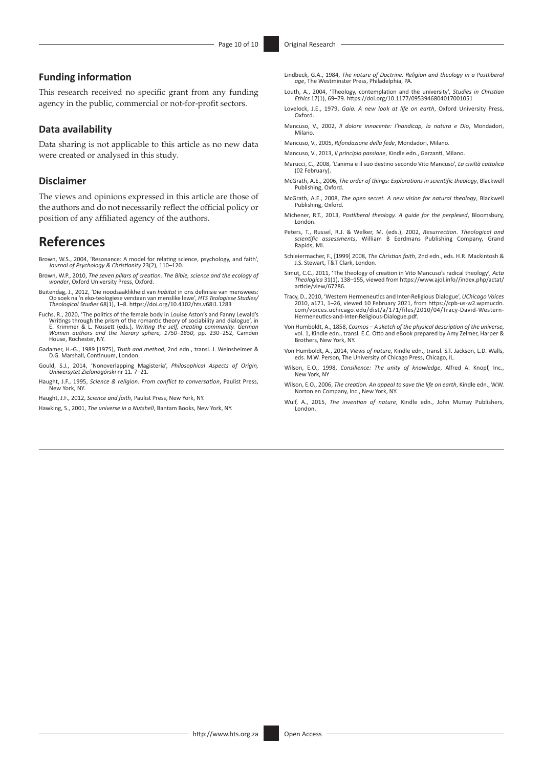## Funding information

This research received no specific grant from any funding agency in the public, commercial or not-for-profit sectors.

## Data availability

Data sharing is not applicable to this article as no new data were created or analysed in this study.

## Disclaimer

The views and opinions expressed in this article are those of the authors and do not necessarily reflect the official policy or position of any affiliated agency of the authors.

# References

Brown, W.S., 2004, 'Resonance: A model for relating science, psychology, and faith', *Journal of Psychology & Christianity* 23(2), 110–120.

Brown, W.P., 2010, *The seven pillars of creation. The Bible, science and the ecology of wonder*, Oxford University Press, Oxford.

Buitendag, J., 2012, 'Die noodsaaklikheid van *habitat* in ons definisie van menswees: Op soek na 'n eko-teologiese verstaan van menslike lewe', *HTS Teologiese Studies/ Theological Studies* 68(1), 1–8. https://doi.org/10.4102/hts.v68i1.1283

Fuchs, R., 2020, 'The politics of the female body in Louise Aston's and Fanny Lewald's Writings through the prism of the romantic theory of sociability and dialogue', in E. Krimmer & L. Nossett (eds.), *Writing the self, creating community. German Women authors and the literary sphere, 1750–1850*, pp. 230–252, Camden House, Rochester, NY.

Gadamer, H.-G., 1989 [1975], *Truth and method*, 2nd edn., transl. J. Weinsheimer & D.G. Marshall, Continuum, London.

Gould, S.J., 2014, 'Nonoverlapping Magisteria', *Philosophical Aspects of Origin, Uniwersytet Zielonogórski* nr 11. 7–21.

Haught, J.F., 1995, *Science & religion. From conflict to conversation*, Paulist Press, New York, NY.

Haught, J.F., 2012, *Science and faith*, Paulist Press, New York, NY.

Hawking, S., 2001, *The universe in a Nutshell*, Bantam Books, New York, NY.

Lindbeck, G.A., 1984, *The nature of Doctrine. Religion and theology in a Postliberal age*, The Westminster Press, Philadelphia, PA.

Louth, A., 2004, 'Theology, contemplation and the university', *Studies in Christian Ethics* 17(1), 69–79. https://doi.org/10.1177/0953946804017001051

Lovelock, J.E., 1979, *Gaia. A new look at life on earth*, Oxford University Press, Oxford.

Mancuso, V., 2002, *Il dolore innocente: l'handicap, la natura e Dio*, Mondadori, Milano.

Mancuso, V., 2005, *Rifondazione della fede*, Mondadori, Milano.

Mancuso, V., 2013, *Il principio passione*, Kindle edn., Garzanti, Milano.

Marucci, C., 2008, 'L'anima e il suo destino secondo Vito Mancuso', *La civiltà cattolica* (02 February).

McGrath, A.E., 2006, *The order of things: Explorations in scientific theology*, Blackwell Publishing, Oxford.

McGrath, A.E., 2008, *The open secret. A new vision for natural theology*, Blackwell Publishing, Oxford.

Michener, R.T., 2013, *Postliberal theology. A guide for the perplexed*, Bloomsbury, London.

Peters, T., Russel, R.J. & Welker, M. (eds.), 2002, *Resurrection. Theological and scientific assessments*, William B Eerdmans Publishing Company, Grand Rapids, MI.

Schleiermacher, F., [1999] 2008, *The Christian faith*, 2nd edn., eds. H.R. Mackintosh & J.S. Stewart, T&T Clark, London.

Simuț, C.C., 2011, 'The theology of creation in Vito Mancuso's radical theology', *Acta Theologica* 31(1), 138–155, viewed from https://www.ajol.info//index.php/actat/article/view/67286.

Tracy, D., 2010, 'Western Hermeneutics and Inter-Religious Dialogue', *UChicago Voices* 2010, a171, 1–26, viewed 10 February 2021, from https://cpb-us-w2.wpmucdn.com/voices.uchicago.edu/dist/a/171/files/2010/04/Tracy-David-Western-Hermeneutics-and-Inter-Religious-Dialogue.pdf.

Von Humboldt, A., 1858, *Cosmos – A sketch of the physical description of the universe*, vol. 1, Kindle edn., transl. E.C. Otto and eBook prepared by Amy Zelmer, Harper & Brothers, New York, NY.

Von Humboldt, A., 2014, *Views of nature*, Kindle edn., transl. S.T. Jackson, L.D. Walls, eds. M.W. Person, The University of Chicago Press, Chicago, IL.

Wilson, E.O., 1998, *Consilience: The unity of knowledge*, Alfred A. Knopf, Inc., New York, NY

Wilson, E.O., 2006, *The creation. An appeal to save the life on earth*, Kindle edn., W.W. Norton en Company, Inc., New York, NY.

Wulf, A., 2015, *The invention of nature*, Kindle edn., John Murray Publishers, London.